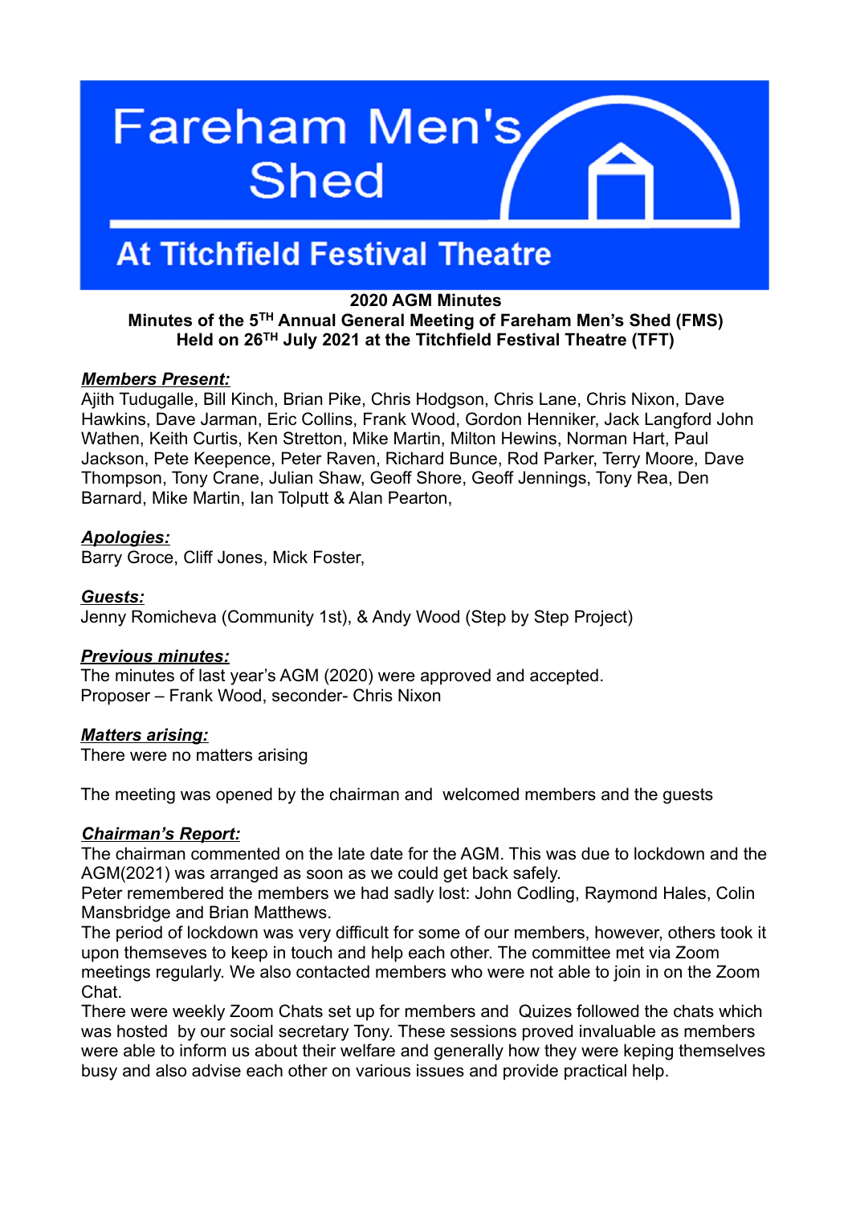# Fareham Men's Shed

## At Titchfield Festival Theatre

**2020 AGM Minutes**
**Minutes of the 5TH Annual General Meeting of Fareham Men's Shed (FMS)**
**Held on 26TH July 2021 at the Titchfield Festival Theatre (TFT)**

***Members Present:***
Ajith Tudugalle, Bill Kinch, Brian Pike, Chris Hodgson, Chris Lane, Chris Nixon, Dave Hawkins, Dave Jarman, Eric Collins, Frank Wood, Gordon Henniker, Jack Langford John Wathen, Keith Curtis, Ken Stretton, Mike Martin, Milton Hewins, Norman Hart, Paul Jackson, Pete Keepence, Peter Raven, Richard Bunce, Rod Parker, Terry Moore, Dave Thompson, Tony Crane, Julian Shaw, Geoff Shore, Geoff Jennings, Tony Rea, Den Barnard, Mike Martin, Ian Tolputt & Alan Pearton,

***Apologies:***
Barry Groce, Cliff Jones, Mick Foster,

***Guests:***
Jenny Romicheva (Community 1st), & Andy Wood (Step by Step Project)

***Previous minutes:***
The minutes of last year's AGM (2020) were approved and accepted.
Proposer – Frank Wood, seconder- Chris Nixon

***Matters arising:***
There were no matters arising

The meeting was opened by the chairman and welcomed members and the guests

***Chairman's Report:***
The chairman commented on the late date for the AGM. This was due to lockdown and the AGM(2021) was arranged as soon as we could get back safely.
Peter remembered the members we had sadly lost: John Codling, Raymond Hales, Colin Mansbridge and Brian Matthews.
The period of lockdown was very difficult for some of our members, however, others took it upon themseves to keep in touch and help each other. The committee met via Zoom meetings regularly. We also contacted members who were not able to join in on the Zoom Chat.
There were weekly Zoom Chats set up for members and Quizes followed the chats which was hosted by our social secretary Tony. These sessions proved invaluable as members were able to inform us about their welfare and generally how they were keping themselves busy and also advise each other on various issues and provide practical help.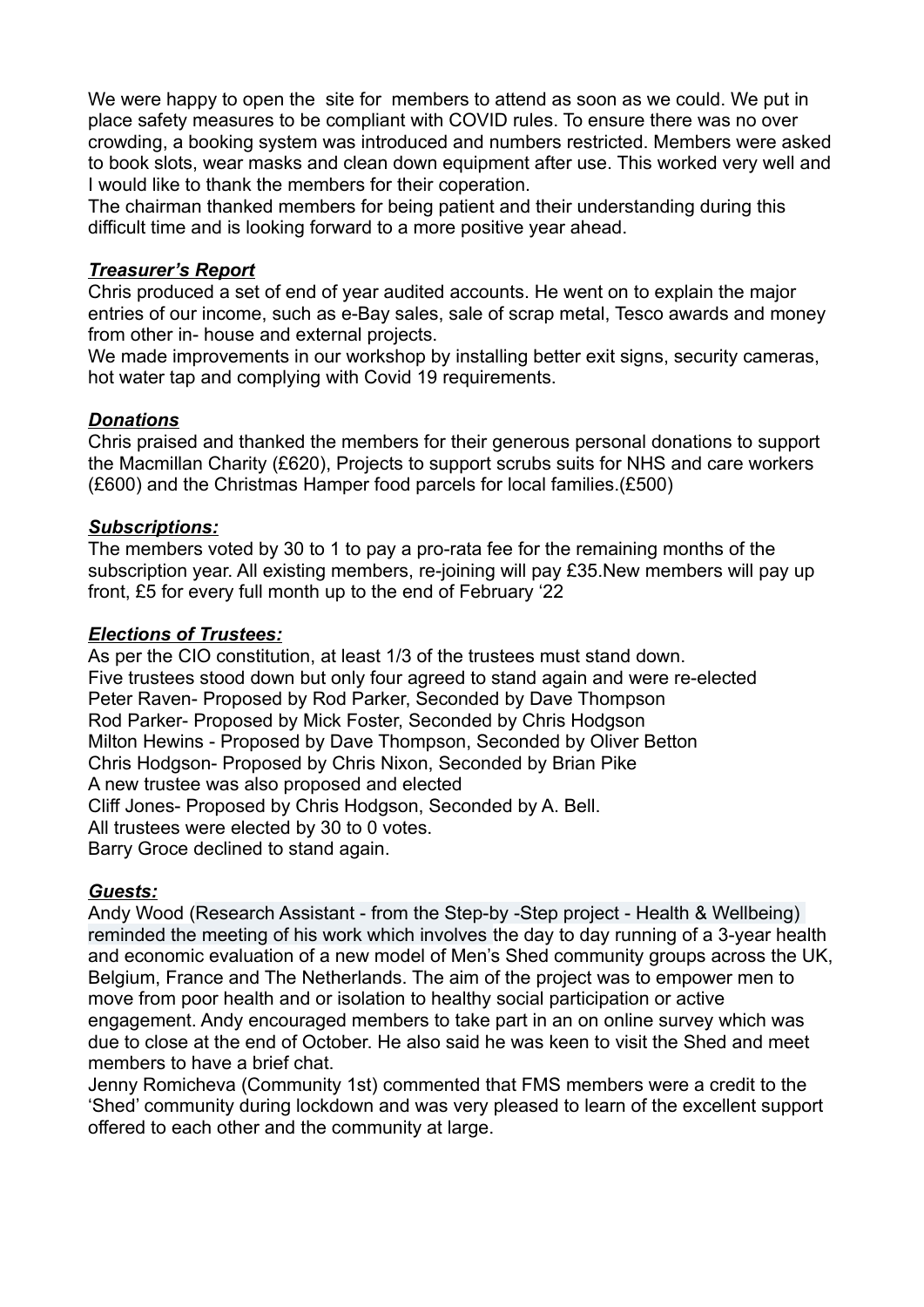We were happy to open the site for members to attend as soon as we could. We put in place safety measures to be compliant with COVID rules. To ensure there was no over crowding, a booking system was introduced and numbers restricted. Members were asked to book slots, wear masks and clean down equipment after use. This worked very well and I would like to thank the members for their coperation.

The chairman thanked members for being patient and their understanding during this difficult time and is looking forward to a more positive year ahead.

***Treasurer's Report***

Chris produced a set of end of year audited accounts. He went on to explain the major entries of our income, such as e-Bay sales, sale of scrap metal, Tesco awards and money from other in- house and external projects.

We made improvements in our workshop by installing better exit signs, security cameras, hot water tap and complying with Covid 19 requirements.

***Donations***

Chris praised and thanked the members for their generous personal donations to support the Macmillan Charity (£620), Projects to support scrubs suits for NHS and care workers (£600) and the Christmas Hamper food parcels for local families.(£500)

***Subscriptions:***

The members voted by 30 to 1 to pay a pro-rata fee for the remaining months of the subscription year. All existing members, re-joining will pay £35.New members will pay up front, £5 for every full month up to the end of February '22

***Elections of Trustees:***

As per the CIO constitution, at least 1/3 of the trustees must stand down.
Five trustees stood down but only four agreed to stand again and were re-elected
Peter Raven- Proposed by Rod Parker, Seconded by Dave Thompson
Rod Parker- Proposed by Mick Foster, Seconded by Chris Hodgson
Milton Hewins - Proposed by Dave Thompson, Seconded by Oliver Betton
Chris Hodgson- Proposed by Chris Nixon, Seconded by Brian Pike
A new trustee was also proposed and elected
Cliff Jones- Proposed by Chris Hodgson, Seconded by A. Bell.
All trustees were elected by 30 to 0 votes.
Barry Groce declined to stand again.

***Guests:***

Andy Wood (Research Assistant - from the Step-by -Step project - Health & Wellbeing) reminded the meeting of his work which involves the day to day running of a 3-year health and economic evaluation of a new model of Men's Shed community groups across the UK, Belgium, France and The Netherlands. The aim of the project was to empower men to move from poor health and or isolation to healthy social participation or active engagement. Andy encouraged members to take part in an on online survey which was due to close at the end of October. He also said he was keen to visit the Shed and meet members to have a brief chat.

Jenny Romicheva (Community 1st) commented that FMS members were a credit to the 'Shed' community during lockdown and was very pleased to learn of the excellent support offered to each other and the community at large.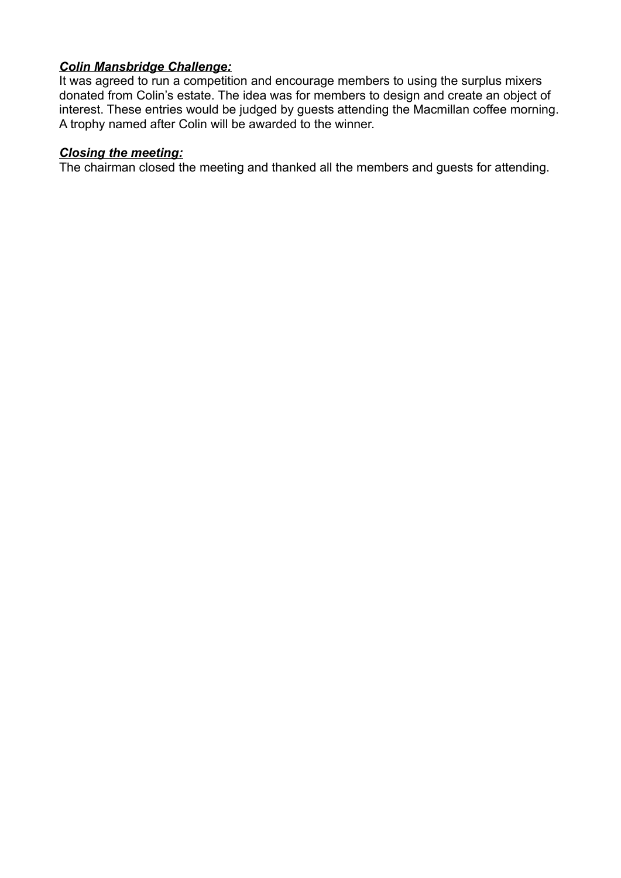***Colin Mansbridge Challenge:***
It was agreed to run a competition and encourage members to using the surplus mixers donated from Colin's estate. The idea was for members to design and create an object of interest. These entries would be judged by guests attending the Macmillan coffee morning. A trophy named after Colin will be awarded to the winner.

***Closing the meeting:***
The chairman closed the meeting and thanked all the members and guests for attending.